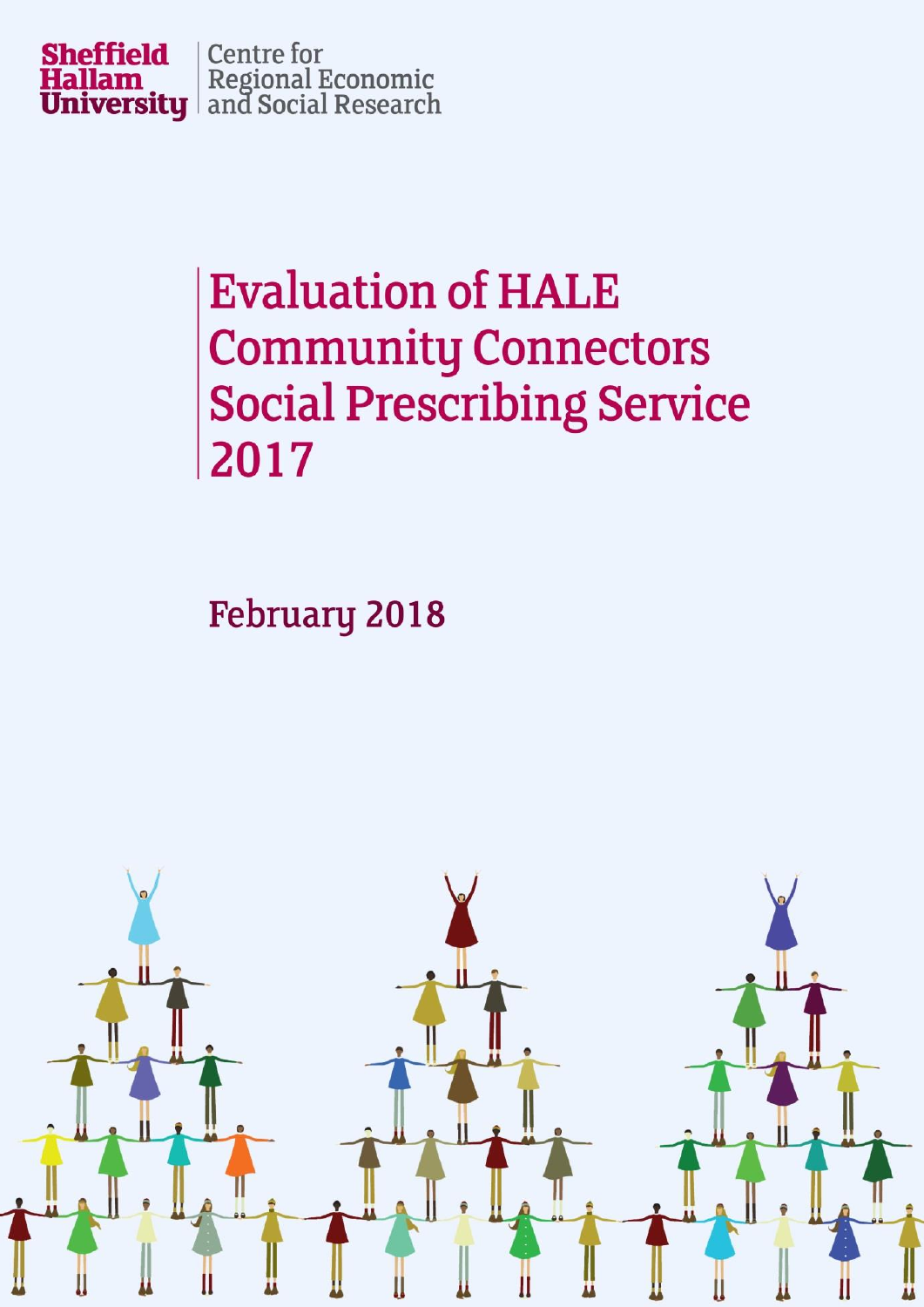Sheffield Hallam University | Centre for Regional Economic and Social Research

# Evaluation of HALE Community Connectors Social Prescribing Service 2017

## February 2018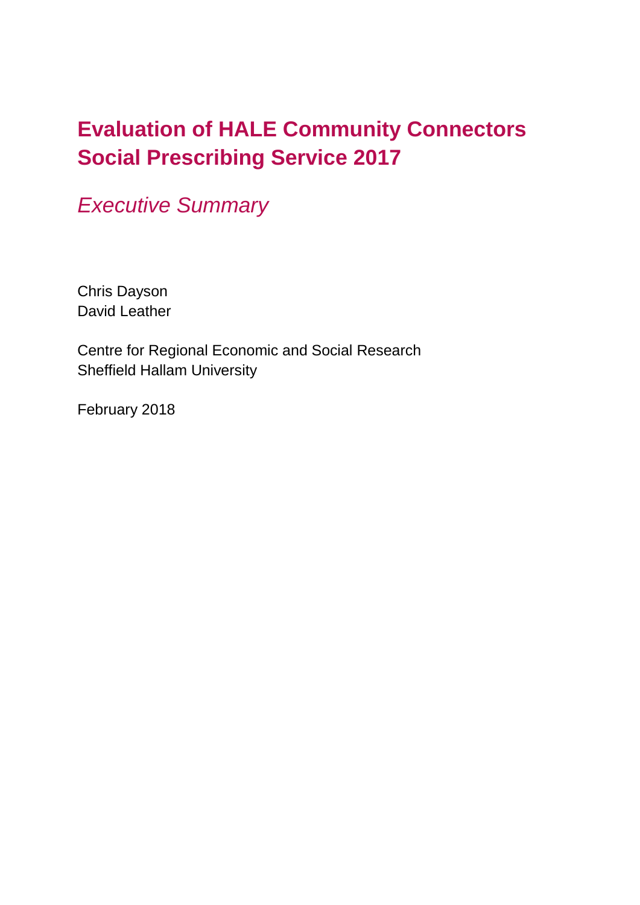# Evaluation of HALE Community Connectors Social Prescribing Service 2017

*Executive Summary*

Chris Dayson
David Leather

Centre for Regional Economic and Social Research
Sheffield Hallam University

February 2018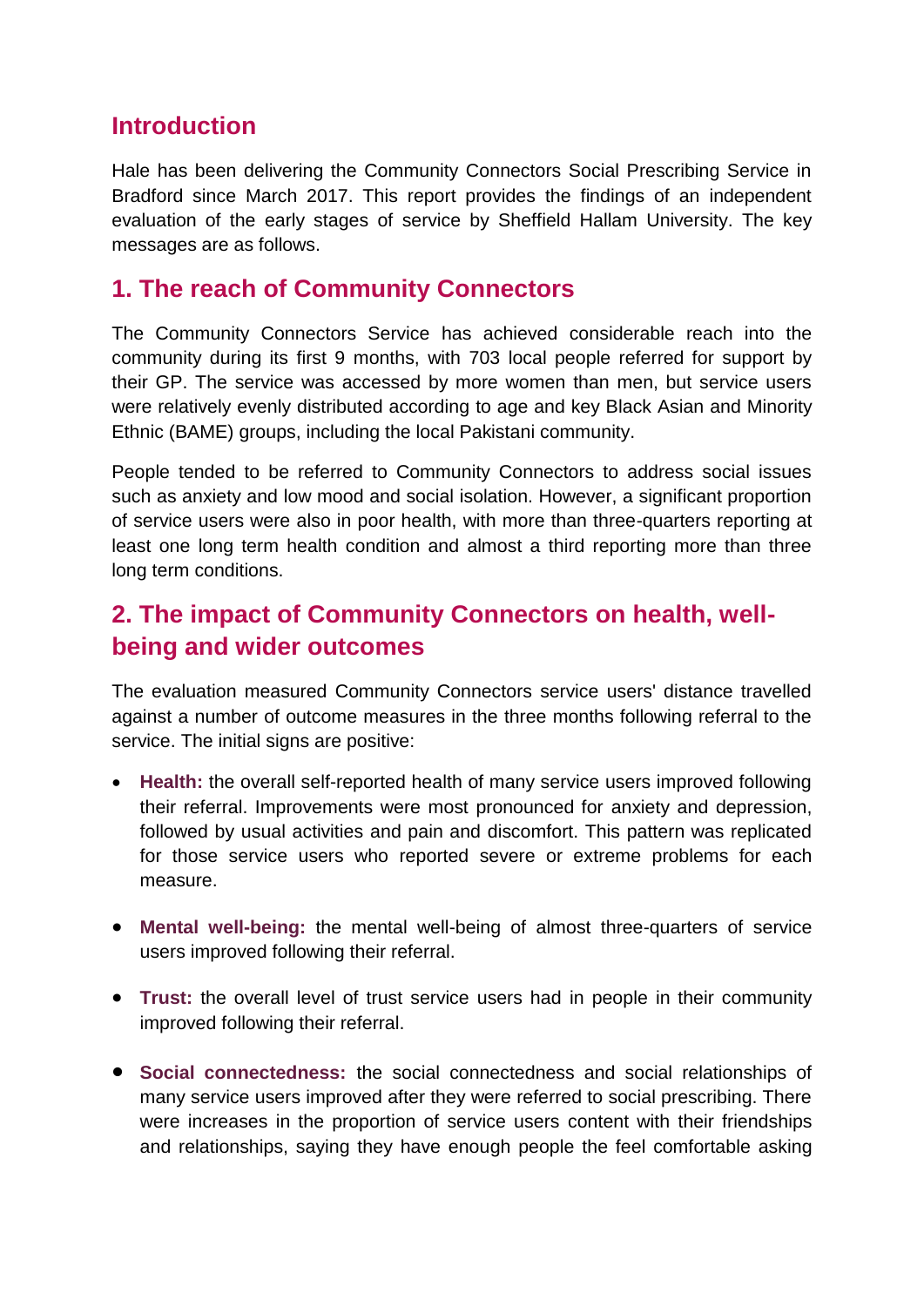## Introduction

Hale has been delivering the Community Connectors Social Prescribing Service in Bradford since March 2017. This report provides the findings of an independent evaluation of the early stages of service by Sheffield Hallam University. The key messages are as follows.

## 1. The reach of Community Connectors

The Community Connectors Service has achieved considerable reach into the community during its first 9 months, with 703 local people referred for support by their GP. The service was accessed by more women than men, but service users were relatively evenly distributed according to age and key Black Asian and Minority Ethnic (BAME) groups, including the local Pakistani community.

People tended to be referred to Community Connectors to address social issues such as anxiety and low mood and social isolation. However, a significant proportion of service users were also in poor health, with more than three-quarters reporting at least one long term health condition and almost a third reporting more than three long term conditions.

## 2. The impact of Community Connectors on health, well-being and wider outcomes

The evaluation measured Community Connectors service users' distance travelled against a number of outcome measures in the three months following referral to the service. The initial signs are positive:

- **Health:** the overall self-reported health of many service users improved following their referral. Improvements were most pronounced for anxiety and depression, followed by usual activities and pain and discomfort. This pattern was replicated for those service users who reported severe or extreme problems for each measure.

- **Mental well-being:** the mental well-being of almost three-quarters of service users improved following their referral.

- **Trust:** the overall level of trust service users had in people in their community improved following their referral.

- **Social connectedness:** the social connectedness and social relationships of many service users improved after they were referred to social prescribing. There were increases in the proportion of service users content with their friendships and relationships, saying they have enough people the feel comfortable asking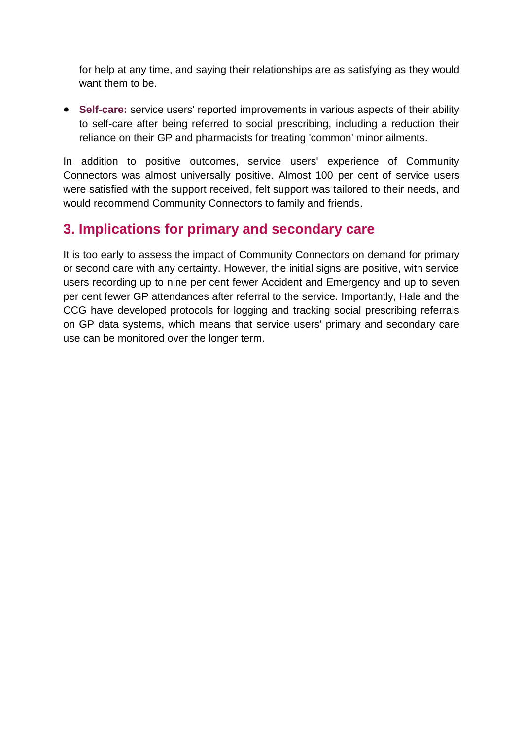for help at any time, and saying their relationships are as satisfying as they would want them to be.

- **Self-care:** service users' reported improvements in various aspects of their ability to self-care after being referred to social prescribing, including a reduction their reliance on their GP and pharmacists for treating 'common' minor ailments.

In addition to positive outcomes, service users' experience of Community Connectors was almost universally positive. Almost 100 per cent of service users were satisfied with the support received, felt support was tailored to their needs, and would recommend Community Connectors to family and friends.

## 3. Implications for primary and secondary care

It is too early to assess the impact of Community Connectors on demand for primary or second care with any certainty. However, the initial signs are positive, with service users recording up to nine per cent fewer Accident and Emergency and up to seven per cent fewer GP attendances after referral to the service. Importantly, Hale and the CCG have developed protocols for logging and tracking social prescribing referrals on GP data systems, which means that service users' primary and secondary care use can be monitored over the longer term.